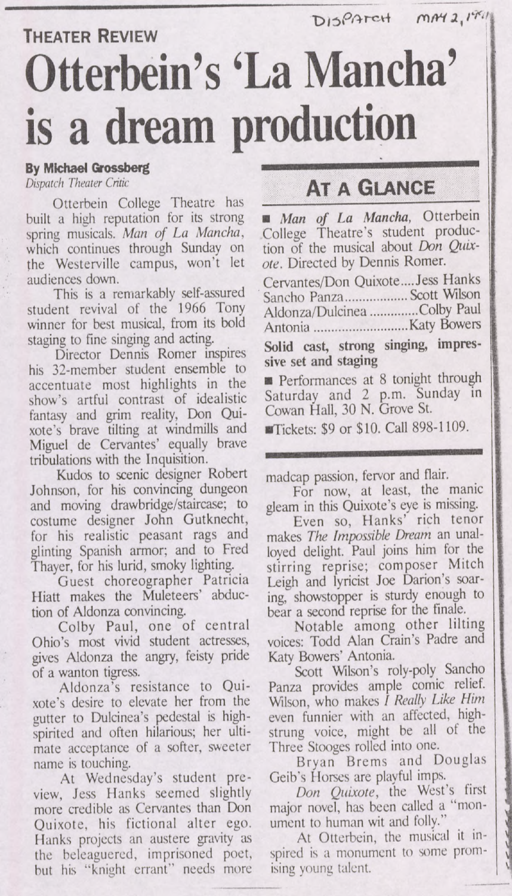Dispatch May 2, 1991

THEATER REVIEW

# Otterbein's 'La Mancha' is a dream production

**By Michael Grossberg**
*Dispatch Theater Critic*

Otterbein College Theatre has built a high reputation for its strong spring musicals. *Man of La Mancha*, which continues through Sunday on the Westerville campus, won't let audiences down.

This is a remarkably self-assured student revival of the 1966 Tony winner for best musical, from its bold staging to fine singing and acting.

Director Dennis Romer inspires his 32-member student ensemble to accentuate most highlights in the show's artful contrast of idealistic fantasy and grim reality, Don Quixote's brave tilting at windmills and Miguel de Cervantes' equally brave tribulations with the Inquisition.

Kudos to scenic designer Robert Johnson, for his convincing dungeon and moving drawbridge/staircase; to costume designer John Gutknecht, for his realistic peasant rags and glinting Spanish armor; and to Fred Thayer, for his lurid, smoky lighting.

Guest choreographer Patricia Hiatt makes the Muleteers' abduction of Aldonza convincing.

Colby Paul, one of central Ohio's most vivid student actresses, gives Aldonza the angry, feisty pride of a wanton tigress.

Aldonza's resistance to Quixote's desire to elevate her from the gutter to Dulcinea's pedestal is high-spirited and often hilarious; her ultimate acceptance of a softer, sweeter name is touching.

At Wednesday's student preview, Jess Hanks seemed slightly more credible as Cervantes than Don Quixote, his fictional alter ego. Hanks projects an austere gravity as the beleaguered, imprisoned poet, but his "knight errant" needs more madcap passion, fervor and flair.

For now, at least, the manic gleam in this Quixote's eye is missing.

Even so, Hanks' rich tenor makes *The Impossible Dream* an unalloyed delight. Paul joins him for the stirring reprise; composer Mitch Leigh and lyricist Joe Darion's soaring, showstopper is sturdy enough to bear a second reprise for the finale.

Notable among other lilting voices: Todd Alan Crain's Padre and Katy Bowers' Antonia.

Scott Wilson's roly-poly Sancho Panza provides ample comic relief. Wilson, who makes *I Really Like Him* even funnier with an affected, high-strung voice, might be all of the Three Stooges rolled into one.

Bryan Brems and Douglas Geib's Horses are playful imps.

*Don Quixote*, the West's first major novel, has been called a "monument to human wit and folly."

At Otterbein, the musical it inspired is a monument to some promising young talent.

## AT A GLANCE

■ *Man of La Mancha*, Otterbein College Theatre's student production of the musical about *Don Quixote*. Directed by Dennis Romer.

Cervantes/Don Quixote....Jess Hanks
Sancho Panza.................Scott Wilson
Aldonza/Dulcinea .............Colby Paul
Antonia ..........................Katy Bowers

**Solid cast, strong singing, impressive set and staging**

■ Performances at 8 tonight through Saturday and 2 p.m. Sunday in Cowan Hall, 30 N. Grove St.

■ Tickets: $9 or $10. Call 898-1109.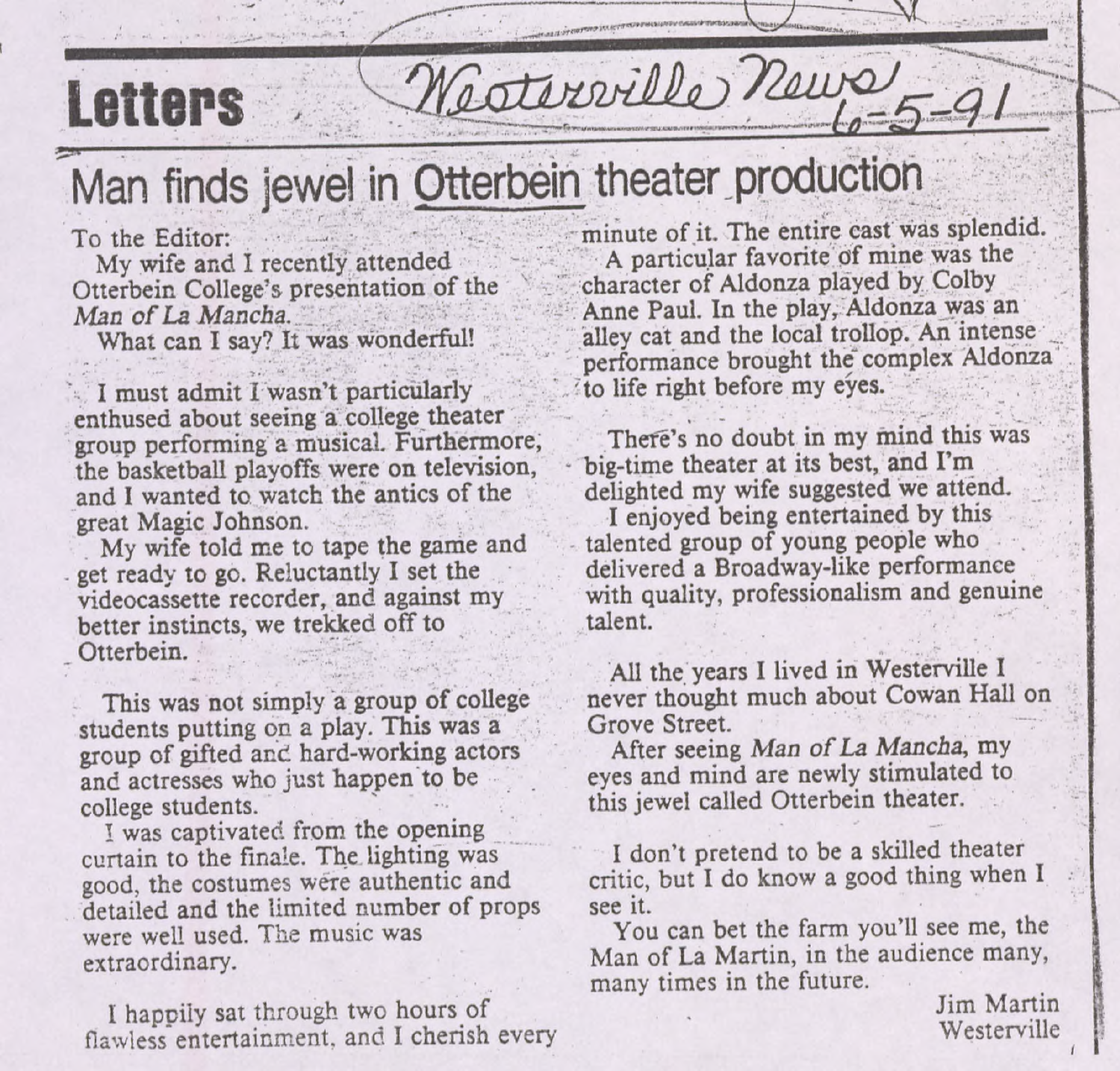# Letters

Westerville News 6-5-91

## Man finds jewel in Otterbein theater production

To the Editor:

My wife and I recently attended Otterbein College's presentation of the *Man of La Mancha*.

What can I say? It was wonderful!

I must admit I wasn't particularly enthused about seeing a college theater group performing a musical. Furthermore, the basketball playoffs were on television, and I wanted to watch the antics of the great Magic Johnson.

My wife told me to tape the game and get ready to go. Reluctantly I set the videocassette recorder, and against my better instincts, we trekked off to Otterbein.

This was not simply a group of college students putting on a play. This was a group of gifted and hard-working actors and actresses who just happen to be college students.

I was captivated from the opening curtain to the finale. The lighting was good, the costumes were authentic and detailed and the limited number of props were well used. The music was extraordinary.

I happily sat through two hours of flawless entertainment, and I cherish every minute of it. The entire cast was splendid.

A particular favorite of mine was the character of Aldonza played by Colby Anne Paul. In the play, Aldonza was an alley cat and the local trollop. An intense performance brought the complex Aldonza to life right before my eyes.

There's no doubt in my mind this was big-time theater at its best, and I'm delighted my wife suggested we attend.

I enjoyed being entertained by this talented group of young people who delivered a Broadway-like performance with quality, professionalism and genuine talent.

All the years I lived in Westerville I never thought much about Cowan Hall on Grove Street.

After seeing *Man of La Mancha*, my eyes and mind are newly stimulated to this jewel called Otterbein theater.

I don't pretend to be a skilled theater critic, but I do know a good thing when I see it.

You can bet the farm you'll see me, the Man of La Martin, in the audience many, many times in the future.

Jim Martin
Westerville